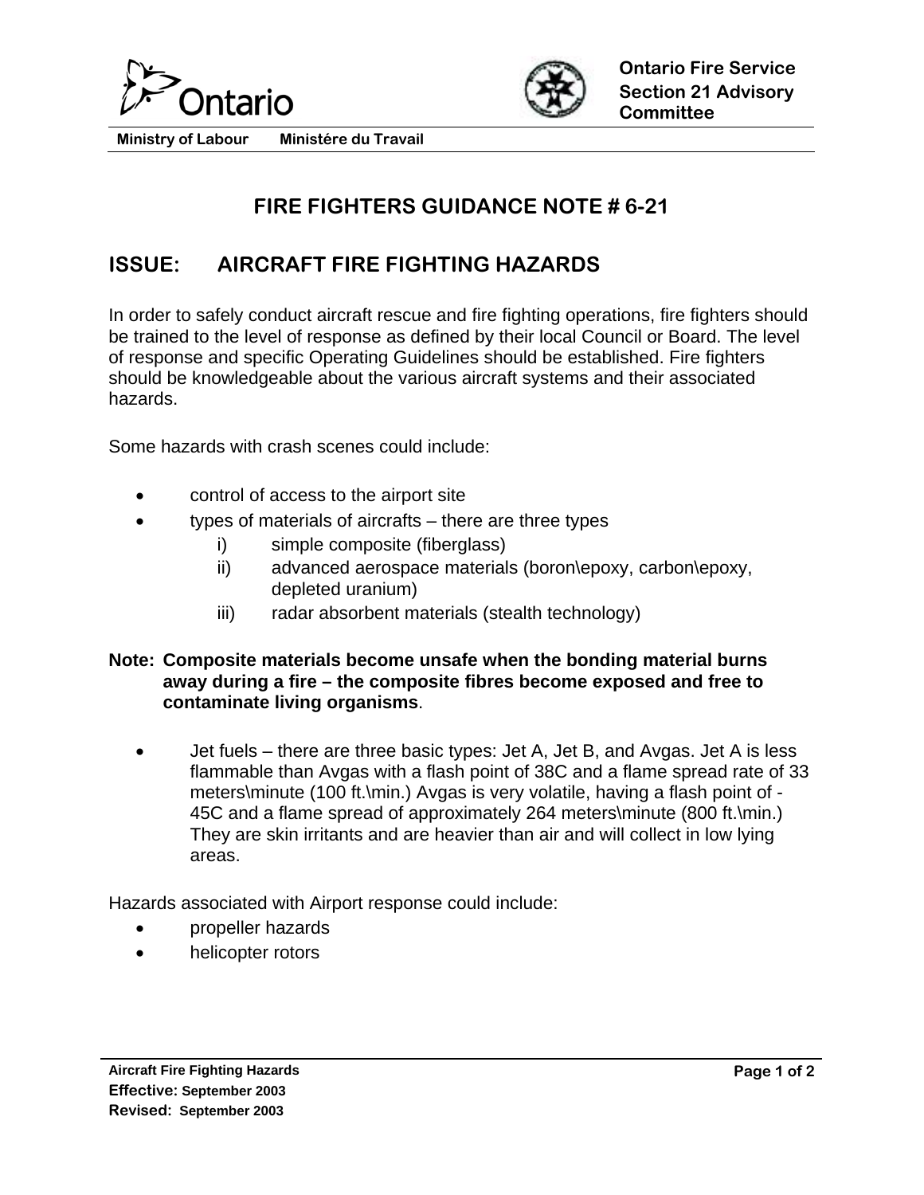Ontario

Ministry of Labour    Ministére du Travail

Ontario Fire Service Section 21 Advisory Committee

# FIRE FIGHTERS GUIDANCE NOTE # 6-21

## ISSUE: AIRCRAFT FIRE FIGHTING HAZARDS

In order to safely conduct aircraft rescue and fire fighting operations, fire fighters should be trained to the level of response as defined by their local Council or Board. The level of response and specific Operating Guidelines should be established. Fire fighters should be knowledgeable about the various aircraft systems and their associated hazards.

Some hazards with crash scenes could include:

- control of access to the airport site
- types of materials of aircrafts – there are three types
  - i) simple composite (fiberglass)
  - ii) advanced aerospace materials (boron\epoxy, carbon\epoxy, depleted uranium)
  - iii) radar absorbent materials (stealth technology)

**Note: Composite materials become unsafe when the bonding material burns away during a fire – the composite fibres become exposed and free to contaminate living organisms**.

- Jet fuels – there are three basic types: Jet A, Jet B, and Avgas. Jet A is less flammable than Avgas with a flash point of 38C and a flame spread rate of 33 meters\minute (100 ft.\min.) Avgas is very volatile, having a flash point of -45C and a flame spread of approximately 264 meters\minute (800 ft.\min.) They are skin irritants and are heavier than air and will collect in low lying areas.

Hazards associated with Airport response could include:

- propeller hazards
- helicopter rotors

**Aircraft Fire Fighting Hazards**
**Effective:** September 2003
**Revised:** September 2003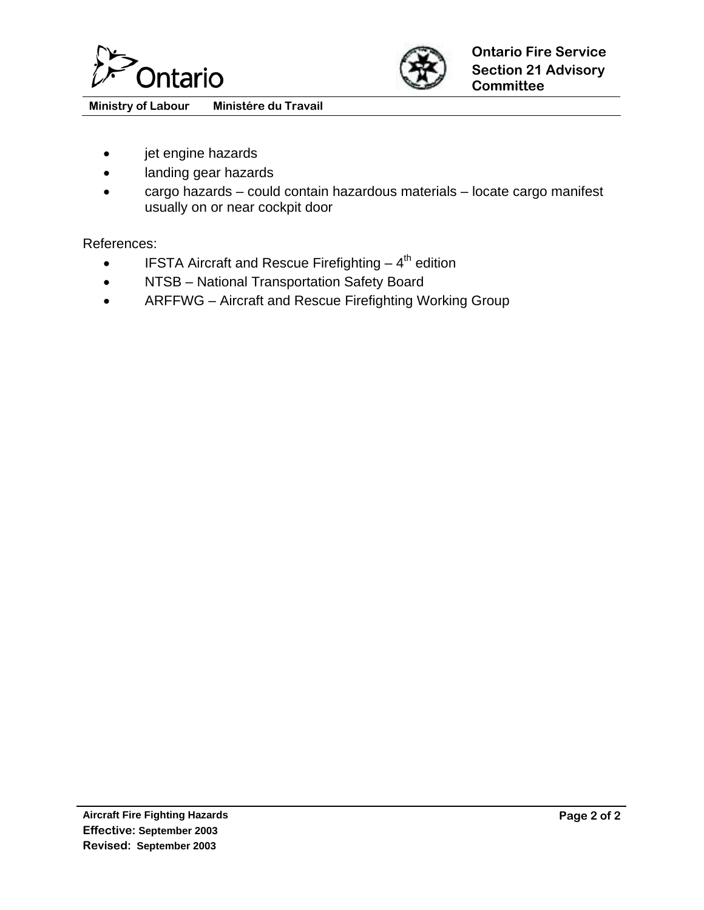- jet engine hazards
- landing gear hazards
- cargo hazards – could contain hazardous materials – locate cargo manifest usually on or near cockpit door

References:

- IFSTA Aircraft and Rescue Firefighting – 4th edition
- NTSB – National Transportation Safety Board
- ARFFWG – Aircraft and Rescue Firefighting Working Group